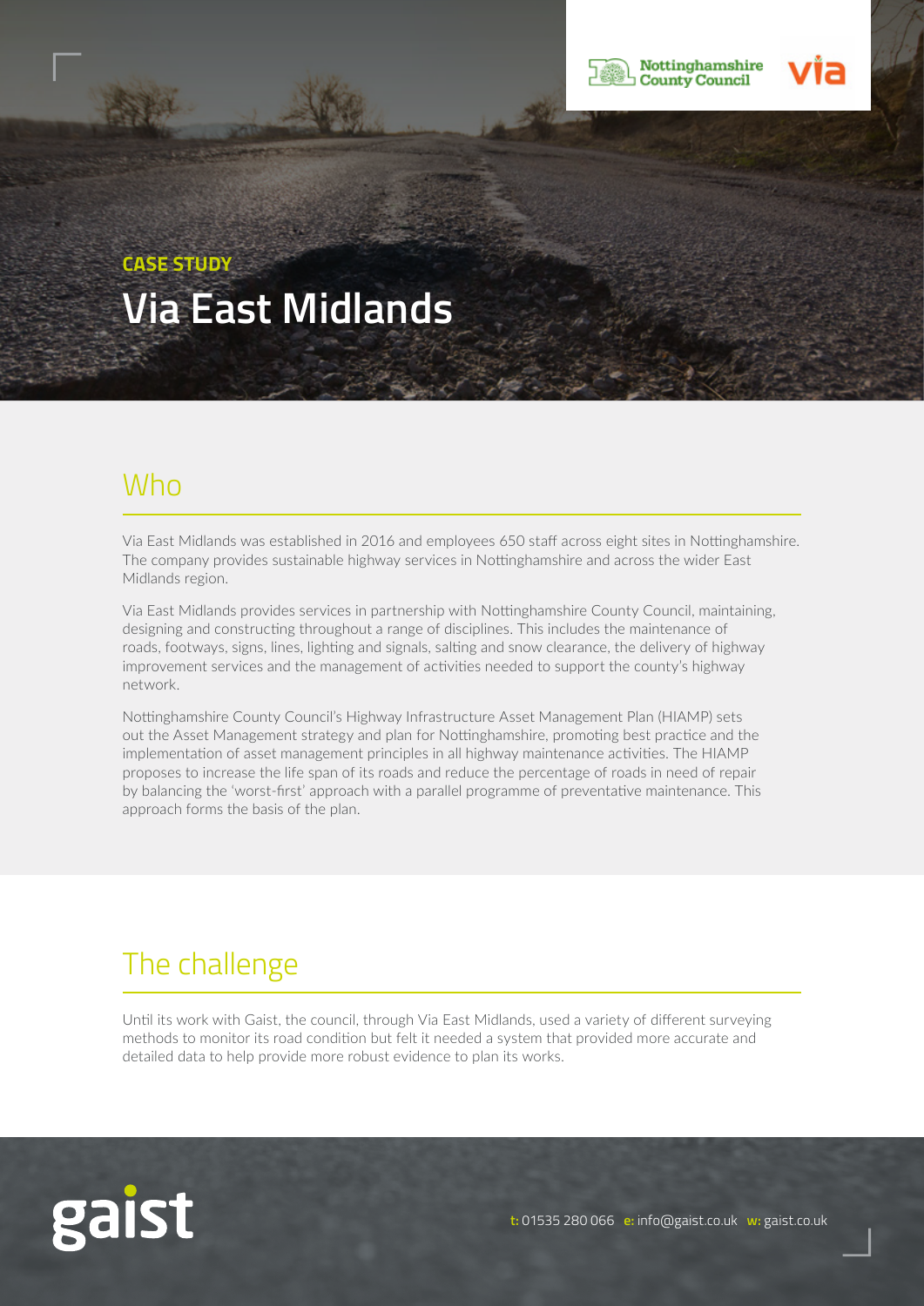CASE STUDY

# Via East Midlands

## Who

Via East Midlands was established in 2016 and employees 650 staff across eight sites in Nottinghamshire. The company provides sustainable highway services in Nottinghamshire and across the wider East Midlands region.

Via East Midlands provides services in partnership with Nottinghamshire County Council, maintaining, designing and constructing throughout a range of disciplines. This includes the maintenance of roads, footways, signs, lines, lighting and signals, salting and snow clearance, the delivery of highway improvement services and the management of activities needed to support the county's highway network.

Nottinghamshire County Council's Highway Infrastructure Asset Management Plan (HIAMP) sets out the Asset Management strategy and plan for Nottinghamshire, promoting best practice and the implementation of asset management principles in all highway maintenance activities. The HIAMP proposes to increase the life span of its roads and reduce the percentage of roads in need of repair by balancing the 'worst-first' approach with a parallel programme of preventative maintenance. This approach forms the basis of the plan.

## The challenge

Until its work with Gaist, the council, through Via East Midlands, used a variety of different surveying methods to monitor its road condition but felt it needed a system that provided more accurate and detailed data to help provide more robust evidence to plan its works.

**t:** 01535 280 066 **e:** info@gaist.co.uk **w:** gaist.co.uk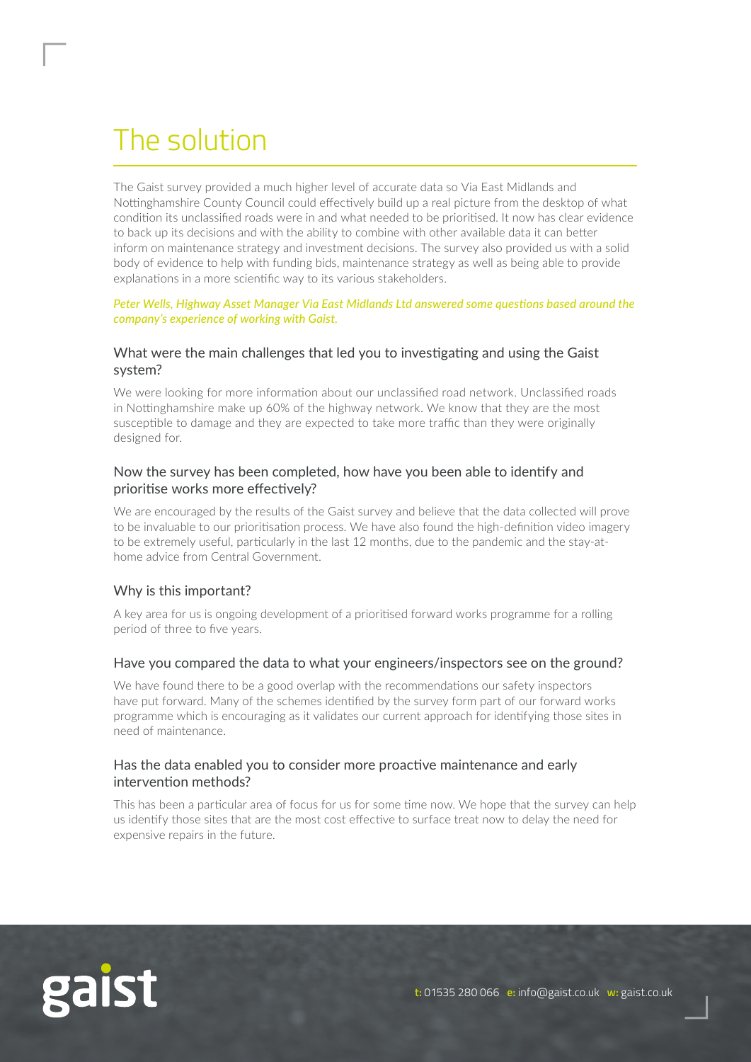# The solution

The Gaist survey provided a much higher level of accurate data so Via East Midlands and Nottinghamshire County Council could effectively build up a real picture from the desktop of what condition its unclassified roads were in and what needed to be prioritised. It now has clear evidence to back up its decisions and with the ability to combine with other available data it can better inform on maintenance strategy and investment decisions. The survey also provided us with a solid body of evidence to help with funding bids, maintenance strategy as well as being able to provide explanations in a more scientific way to its various stakeholders.

*Peter Wells, Highway Asset Manager Via East Midlands Ltd answered some questions based around the company's experience of working with Gaist.*

### What were the main challenges that led you to investigating and using the Gaist system?

We were looking for more information about our unclassified road network. Unclassified roads in Nottinghamshire make up 60% of the highway network. We know that they are the most susceptible to damage and they are expected to take more traffic than they were originally designed for.

### Now the survey has been completed, how have you been able to identify and prioritise works more effectively?

We are encouraged by the results of the Gaist survey and believe that the data collected will prove to be invaluable to our prioritisation process. We have also found the high-definition video imagery to be extremely useful, particularly in the last 12 months, due to the pandemic and the stay-at-home advice from Central Government.

### Why is this important?

A key area for us is ongoing development of a prioritised forward works programme for a rolling period of three to five years.

### Have you compared the data to what your engineers/inspectors see on the ground?

We have found there to be a good overlap with the recommendations our safety inspectors have put forward. Many of the schemes identified by the survey form part of our forward works programme which is encouraging as it validates our current approach for identifying those sites in need of maintenance.

### Has the data enabled you to consider more proactive maintenance and early intervention methods?

This has been a particular area of focus for us for some time now. We hope that the survey can help us identify those sites that are the most cost effective to surface treat now to delay the need for expensive repairs in the future.

gaist

**t:** 01535 280 066 **e:** info@gaist.co.uk **w:** gaist.co.uk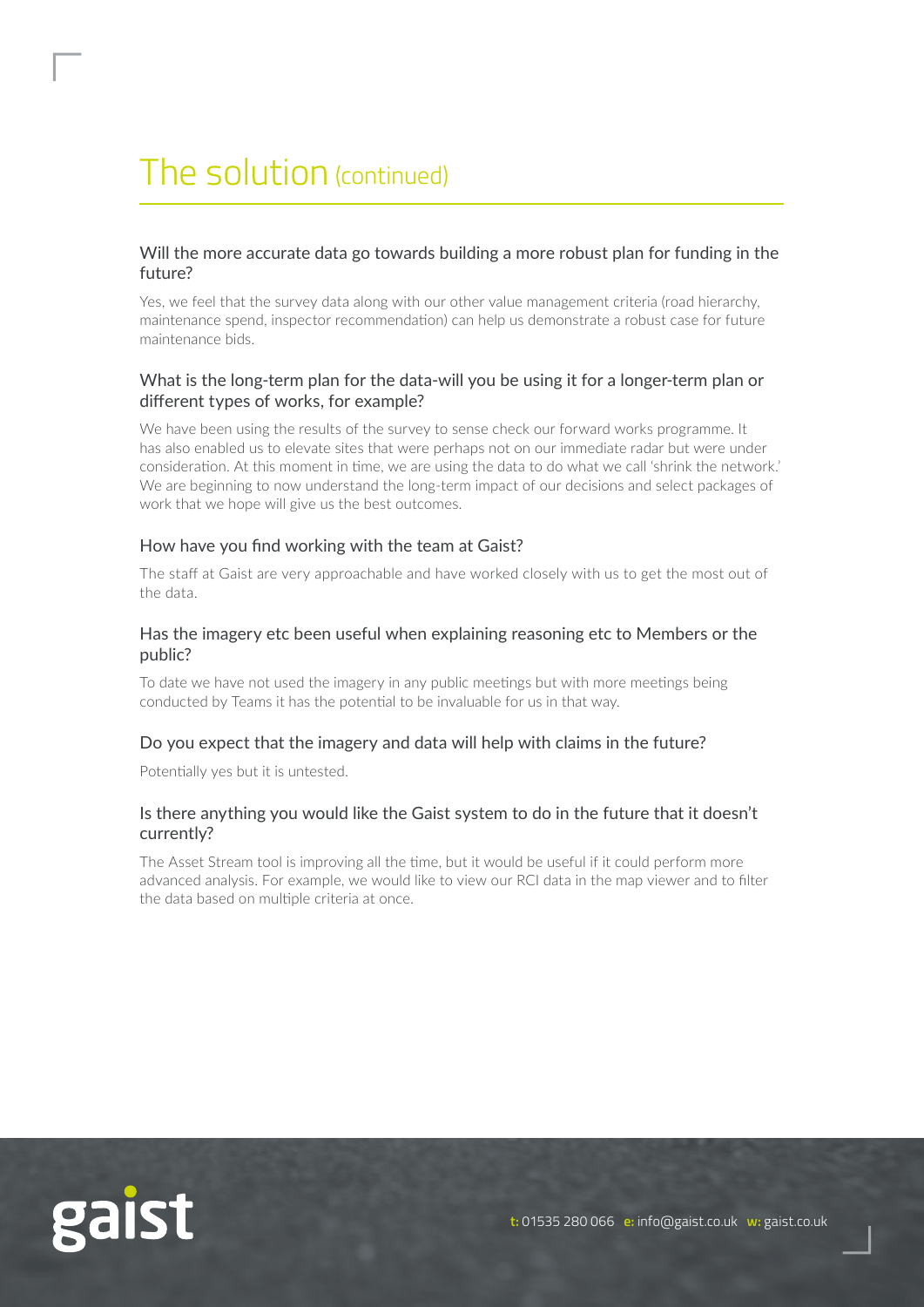# The solution (continued)

### Will the more accurate data go towards building a more robust plan for funding in the future?

Yes, we feel that the survey data along with our other value management criteria (road hierarchy, maintenance spend, inspector recommendation) can help us demonstrate a robust case for future maintenance bids.

### What is the long-term plan for the data-will you be using it for a longer-term plan or different types of works, for example?

We have been using the results of the survey to sense check our forward works programme. It has also enabled us to elevate sites that were perhaps not on our immediate radar but were under consideration. At this moment in time, we are using the data to do what we call 'shrink the network.' We are beginning to now understand the long-term impact of our decisions and select packages of work that we hope will give us the best outcomes.

### How have you find working with the team at Gaist?

The staff at Gaist are very approachable and have worked closely with us to get the most out of the data.

### Has the imagery etc been useful when explaining reasoning etc to Members or the public?

To date we have not used the imagery in any public meetings but with more meetings being conducted by Teams it has the potential to be invaluable for us in that way.

### Do you expect that the imagery and data will help with claims in the future?

Potentially yes but it is untested.

### Is there anything you would like the Gaist system to do in the future that it doesn't currently?

The Asset Stream tool is improving all the time, but it would be useful if it could perform more advanced analysis. For example, we would like to view our RCI data in the map viewer and to filter the data based on multiple criteria at once.

gaist

**t:** 01535 280 066 **e:** info@gaist.co.uk **w:** gaist.co.uk